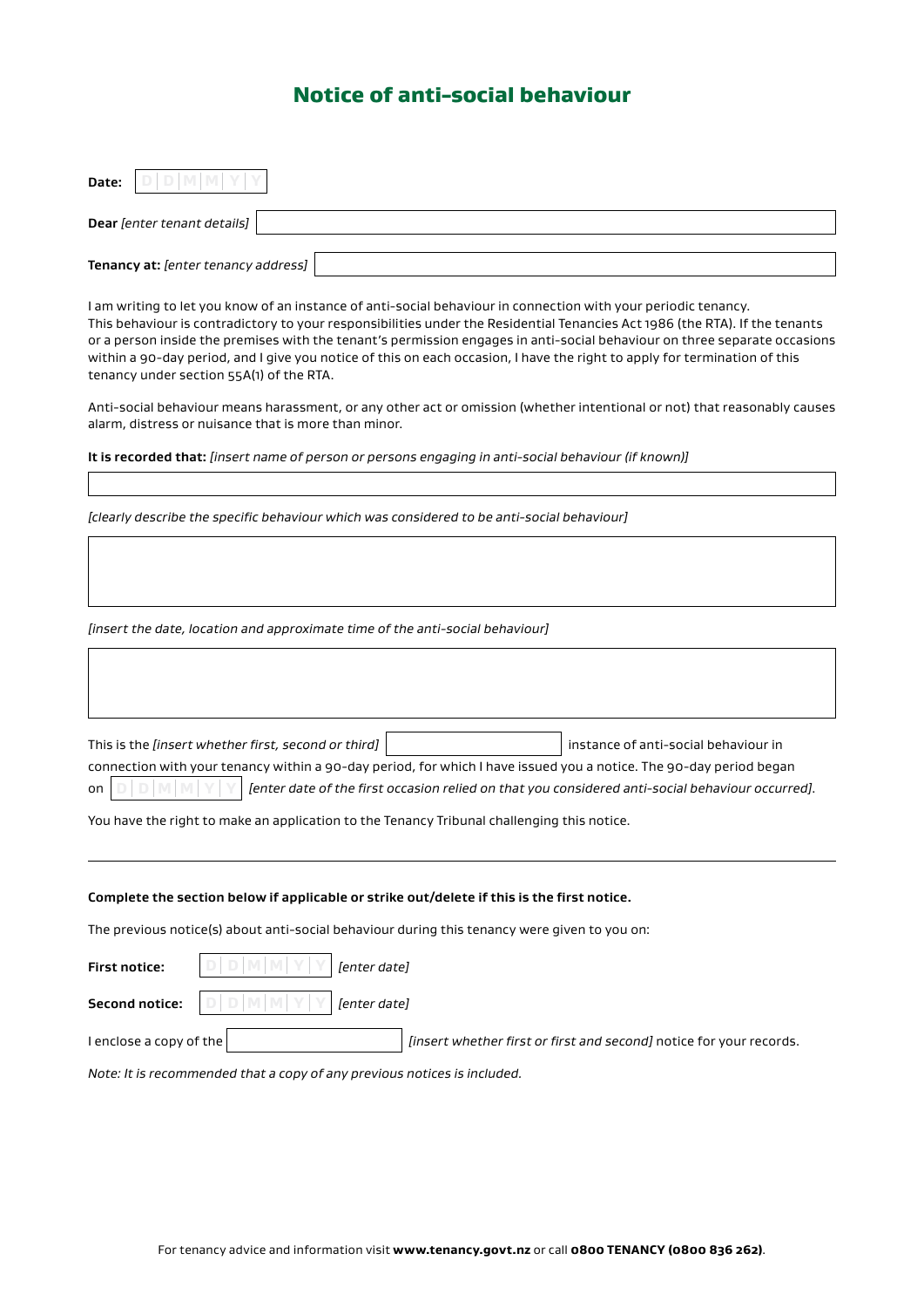# Notice of anti-social behaviour

**Date:** D D M M Y Y

**Dear** *[enter tenant details]*

**Tenancy at:** *[enter tenancy address]*

I am writing to let you know of an instance of anti-social behaviour in connection with your periodic tenancy. This behaviour is contradictory to your responsibilities under the Residential Tenancies Act 1986 (the RTA). If the tenants or a person inside the premises with the tenant's permission engages in anti-social behaviour on three separate occasions within a 90-day period, and I give you notice of this on each occasion, I have the right to apply for termination of this tenancy under section 55A(1) of the RTA.

Anti-social behaviour means harassment, or any other act or omission (whether intentional or not) that reasonably causes alarm, distress or nuisance that is more than minor.

**It is recorded that:** *[insert name of person or persons engaging in anti-social behaviour (if known)]*

*[clearly describe the specific behaviour which was considered to be anti-social behaviour]*

*[insert the date, location and approximate time of the anti-social behaviour]*

This is the *[insert whether first, second or third]* ______ instance of anti-social behaviour in connection with your tenancy within a 90-day period, for which I have issued you a notice. The 90-day period began on D D M M Y Y *[enter date of the first occasion relied on that you considered anti-social behaviour occurred]*.

You have the right to make an application to the Tenancy Tribunal challenging this notice.

---

**Complete the section below if applicable or strike out/delete if this is the first notice.**

The previous notice(s) about anti-social behaviour during this tenancy were given to you on:

**First notice:** D D M M Y Y *[enter date]*

**Second notice:** D D M M Y Y *[enter date]*

I enclose a copy of the ______ *[insert whether first or first and second]* notice for your records.

*Note: It is recommended that a copy of any previous notices is included.*

For tenancy advice and information visit **www.tenancy.govt.nz** or call **0800 TENANCY (0800 836 262)**.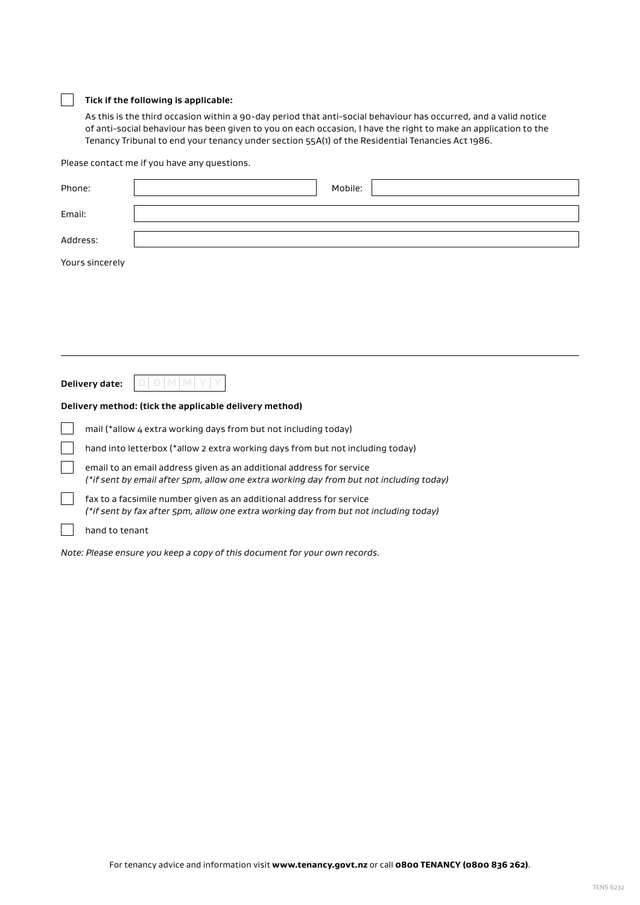- [ ] **Tick if the following is applicable:**

  As this is the third occasion within a 90-day period that anti-social behaviour has occurred, and a valid notice of anti-social behaviour has been given to you on each occasion, I have the right to make an application to the Tenancy Tribunal to end your tenancy under section 55A(1) of the Residential Tenancies Act 1986.

Please contact me if you have any questions.

Phone: ____________________ Mobile: ____________________

Email: ____________________

Address: ____________________

Yours sincerely

---

**Delivery date:** D D M M Y Y

**Delivery method: (tick the applicable delivery method)**

- [ ] mail (*allow 4 extra working days from but not including today)
- [ ] hand into letterbox (*allow 2 extra working days from but not including today)
- [ ] email to an email address given as an additional address for service
  *(*if sent by email after 5pm, allow one extra working day from but not including today)*
- [ ] fax to a facsimile number given as an additional address for service
  *(*if sent by fax after 5pm, allow one extra working day from but not including today)*
- [ ] hand to tenant

*Note: Please ensure you keep a copy of this document for your own records.*

For tenancy advice and information visit **www.tenancy.govt.nz** or call **0800 TENANCY (0800 836 262)**.

TENS 6232